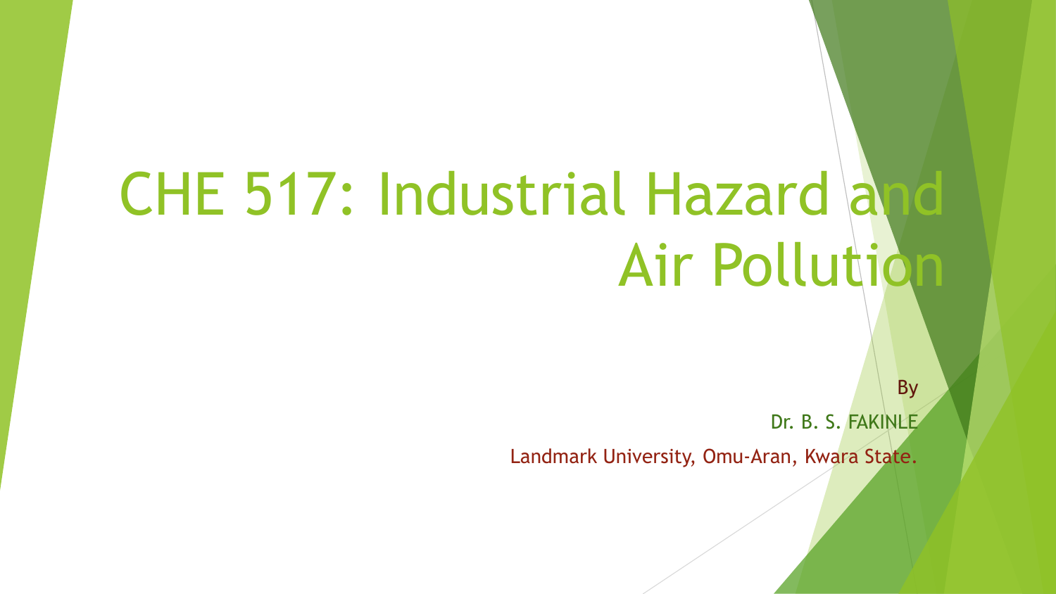# CHE 517: Industrial Hazard and Air Pollution

By

Dr. B. S. FAKINLE

Landmark University, Omu-Aran, Kwara State.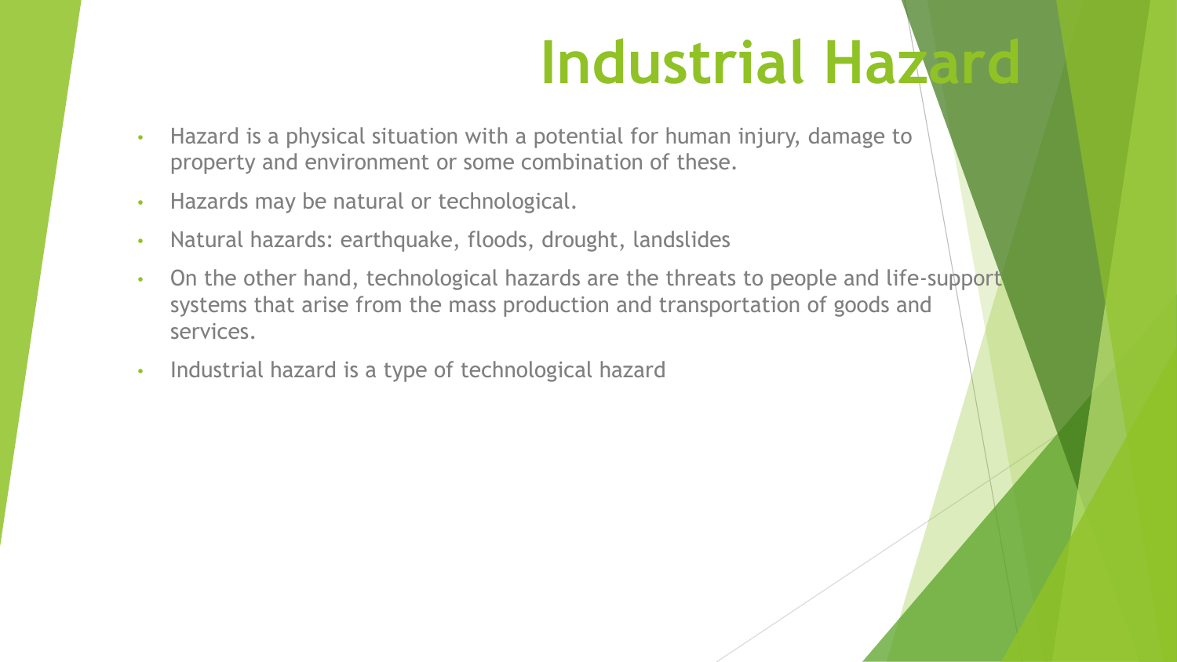# Industrial Hazard

- Hazard is a physical situation with a potential for human injury, damage to property and environment or some combination of these.
- Hazards may be natural or technological.
- Natural hazards: earthquake, floods, drought, landslides
- On the other hand, technological hazards are the threats to people and life-support systems that arise from the mass production and transportation of goods and services.
- Industrial hazard is a type of technological hazard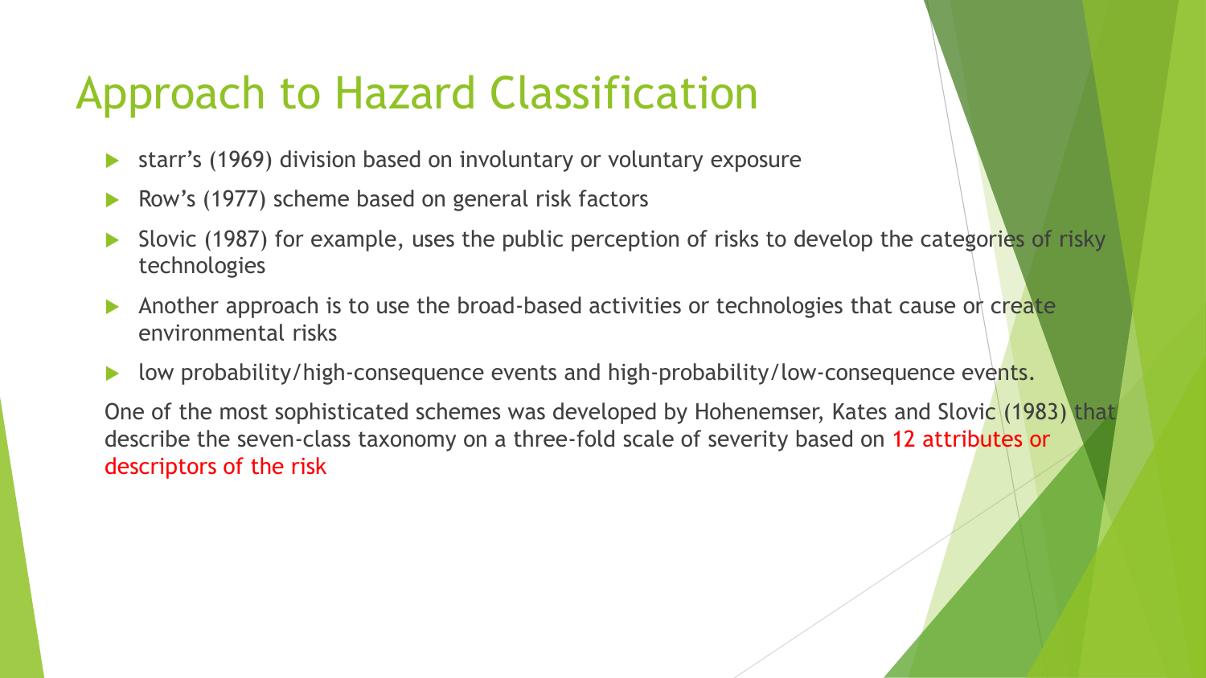# Approach to Hazard Classification

- starr's (1969) division based on involuntary or voluntary exposure
- Row's (1977) scheme based on general risk factors
- Slovic (1987) for example, uses the public perception of risks to develop the categories of risky technologies
- Another approach is to use the broad-based activities or technologies that cause or create environmental risks
- low probability/high-consequence events and high-probability/low-consequence events.

One of the most sophisticated schemes was developed by Hohenemser, Kates and Slovic (1983) that describe the seven-class taxonomy on a three-fold scale of severity based on 12 attributes or descriptors of the risk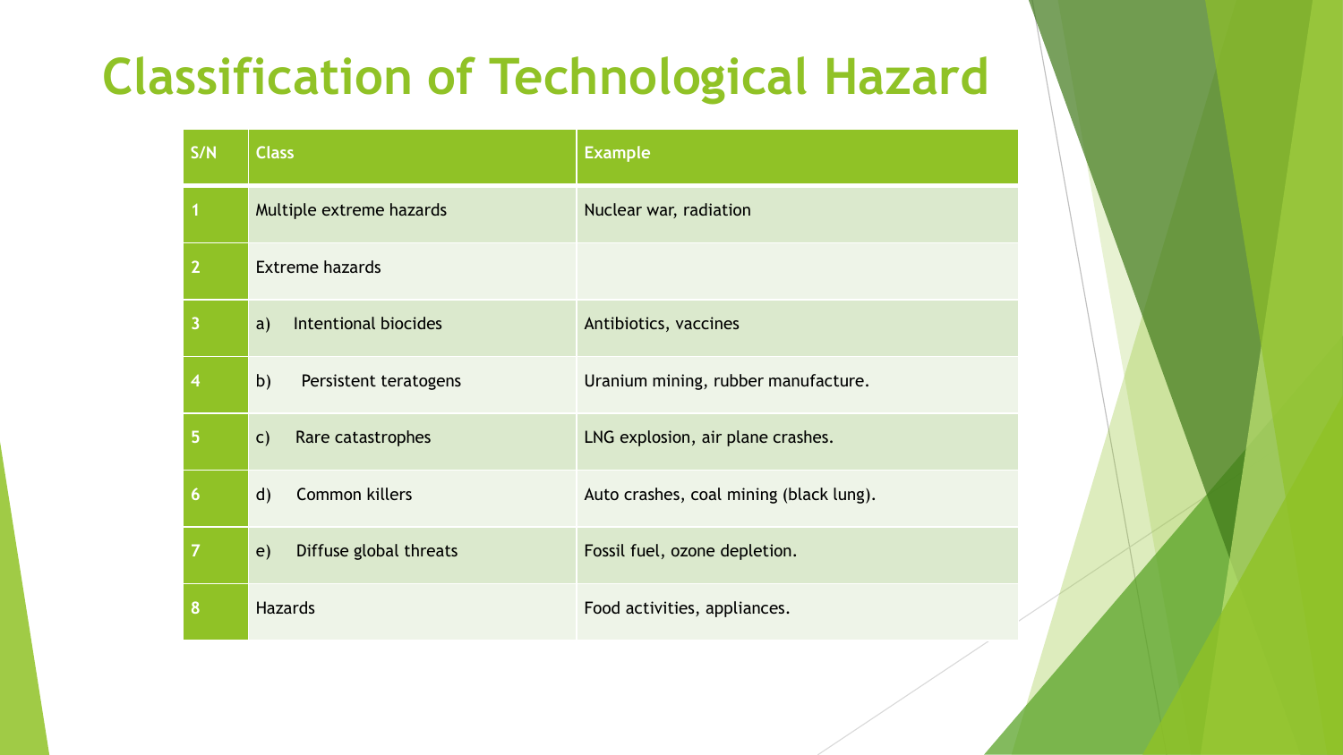# Classification of Technological Hazard

| S/N | Class | Example |
|---|---|---|
| 1 | Multiple extreme hazards | Nuclear war, radiation |
| 2 | Extreme hazards | |
| 3 | a) Intentional biocides | Antibiotics, vaccines |
| 4 | b) Persistent teratogens | Uranium mining, rubber manufacture. |
| 5 | c) Rare catastrophes | LNG explosion, air plane crashes. |
| 6 | d) Common killers | Auto crashes, coal mining (black lung). |
| 7 | e) Diffuse global threats | Fossil fuel, ozone depletion. |
| 8 | Hazards | Food activities, appliances. |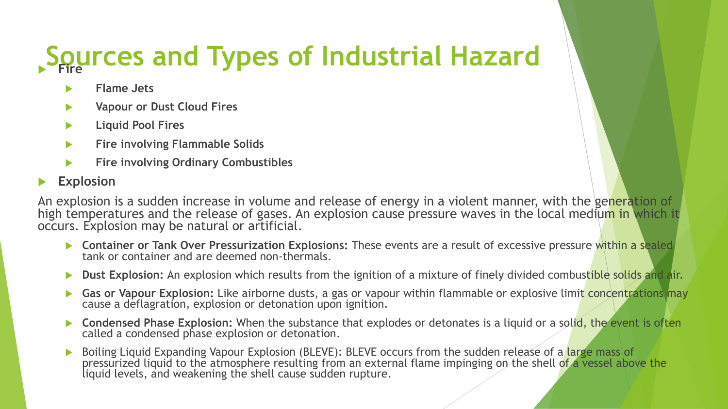# Sources and Types of Industrial Hazard

- **Fire**
  - **Flame Jets**
  - **Vapour or Dust Cloud Fires**
  - **Liquid Pool Fires**
  - **Fire involving Flammable Solids**
  - **Fire involving Ordinary Combustibles**
- **Explosion**

An explosion is a sudden increase in volume and release of energy in a violent manner, with the generation of high temperatures and the release of gases. An explosion cause pressure waves in the local medium in which it occurs. Explosion may be natural or artificial.

- **Container or Tank Over Pressurization Explosions:** These events are a result of excessive pressure within a sealed tank or container and are deemed non-thermals.
- **Dust Explosion:** An explosion which results from the ignition of a mixture of finely divided combustible solids and air.
- **Gas or Vapour Explosion:** Like airborne dusts, a gas or vapour within flammable or explosive limit concentrations may cause a deflagration, explosion or detonation upon ignition.
- **Condensed Phase Explosion:** When the substance that explodes or detonates is a liquid or a solid, the event is often called a condensed phase explosion or detonation.
- Boiling Liquid Expanding Vapour Explosion (BLEVE): BLEVE occurs from the sudden release of a large mass of pressurized liquid to the atmosphere resulting from an external flame impinging on the shell of a vessel above the liquid levels, and weakening the shell cause sudden rupture.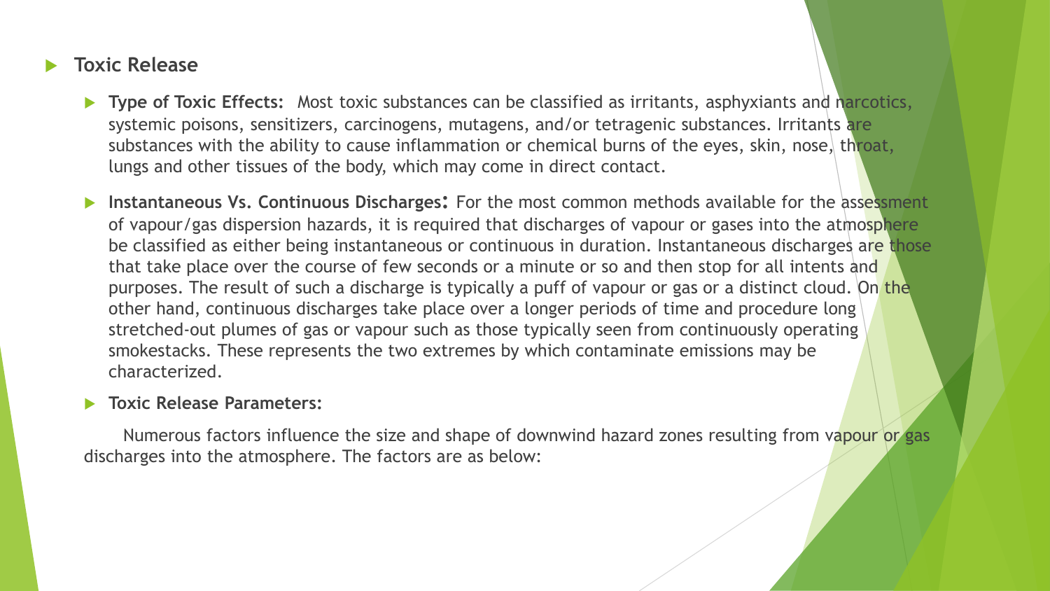- **Toxic Release**
  - **Type of Toxic Effects:** Most toxic substances can be classified as irritants, asphyxiants and narcotics, systemic poisons, sensitizers, carcinogens, mutagens, and/or tetragenic substances. Irritants are substances with the ability to cause inflammation or chemical burns of the eyes, skin, nose, throat, lungs and other tissues of the body, which may come in direct contact.
  - **Instantaneous Vs. Continuous Discharges:** For the most common methods available for the assessment of vapour/gas dispersion hazards, it is required that discharges of vapour or gases into the atmosphere be classified as either being instantaneous or continuous in duration. Instantaneous discharges are those that take place over the course of few seconds or a minute or so and then stop for all intents and purposes. The result of such a discharge is typically a puff of vapour or gas or a distinct cloud. On the other hand, continuous discharges take place over a longer periods of time and procedure long stretched-out plumes of gas or vapour such as those typically seen from continuously operating smokestacks. These represents the two extremes by which contaminate emissions may be characterized.
  - **Toxic Release Parameters:**

Numerous factors influence the size and shape of downwind hazard zones resulting from vapour or gas discharges into the atmosphere. The factors are as below: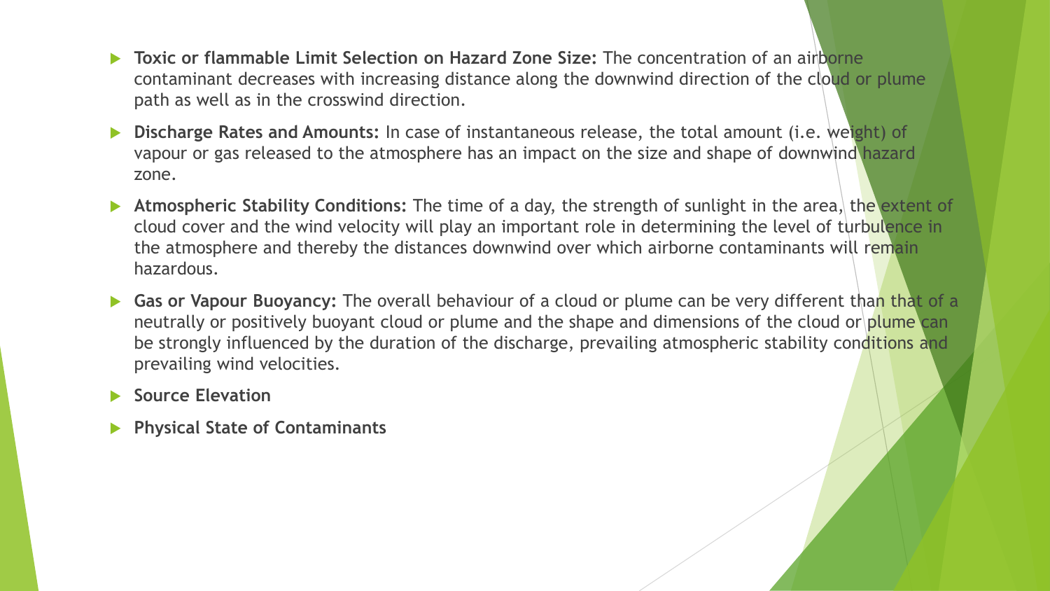- **Toxic or flammable Limit Selection on Hazard Zone Size:** The concentration of an airborne contaminant decreases with increasing distance along the downwind direction of the cloud or plume path as well as in the crosswind direction.
- **Discharge Rates and Amounts:** In case of instantaneous release, the total amount (i.e. weight) of vapour or gas released to the atmosphere has an impact on the size and shape of downwind hazard zone.
- **Atmospheric Stability Conditions:** The time of a day, the strength of sunlight in the area, the extent of cloud cover and the wind velocity will play an important role in determining the level of turbulence in the atmosphere and thereby the distances downwind over which airborne contaminants will remain hazardous.
- **Gas or Vapour Buoyancy:** The overall behaviour of a cloud or plume can be very different than that of a neutrally or positively buoyant cloud or plume and the shape and dimensions of the cloud or plume can be strongly influenced by the duration of the discharge, prevailing atmospheric stability conditions and prevailing wind velocities.
- **Source Elevation**
- **Physical State of Contaminants**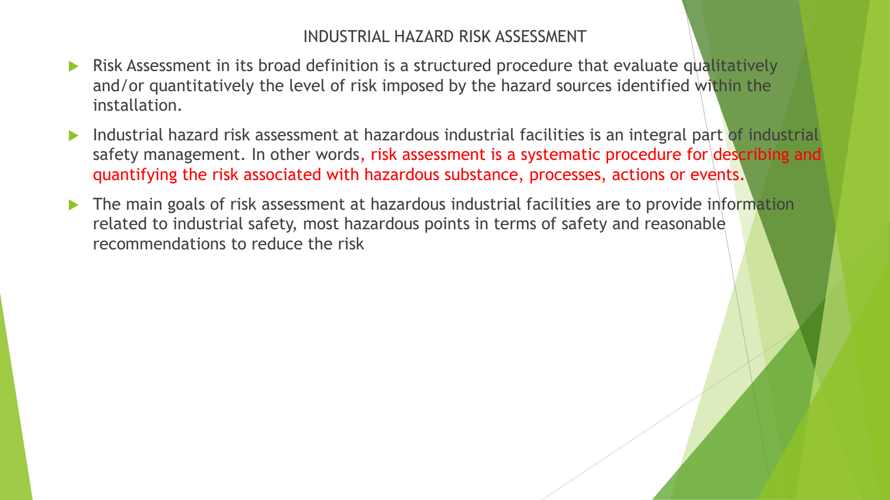# INDUSTRIAL HAZARD RISK ASSESSMENT

- Risk Assessment in its broad definition is a structured procedure that evaluate qualitatively and/or quantitatively the level of risk imposed by the hazard sources identified within the installation.
- Industrial hazard risk assessment at hazardous industrial facilities is an integral part of industrial safety management. In other words, risk assessment is a systematic procedure for describing and quantifying the risk associated with hazardous substance, processes, actions or events.
- The main goals of risk assessment at hazardous industrial facilities are to provide information related to industrial safety, most hazardous points in terms of safety and reasonable recommendations to reduce the risk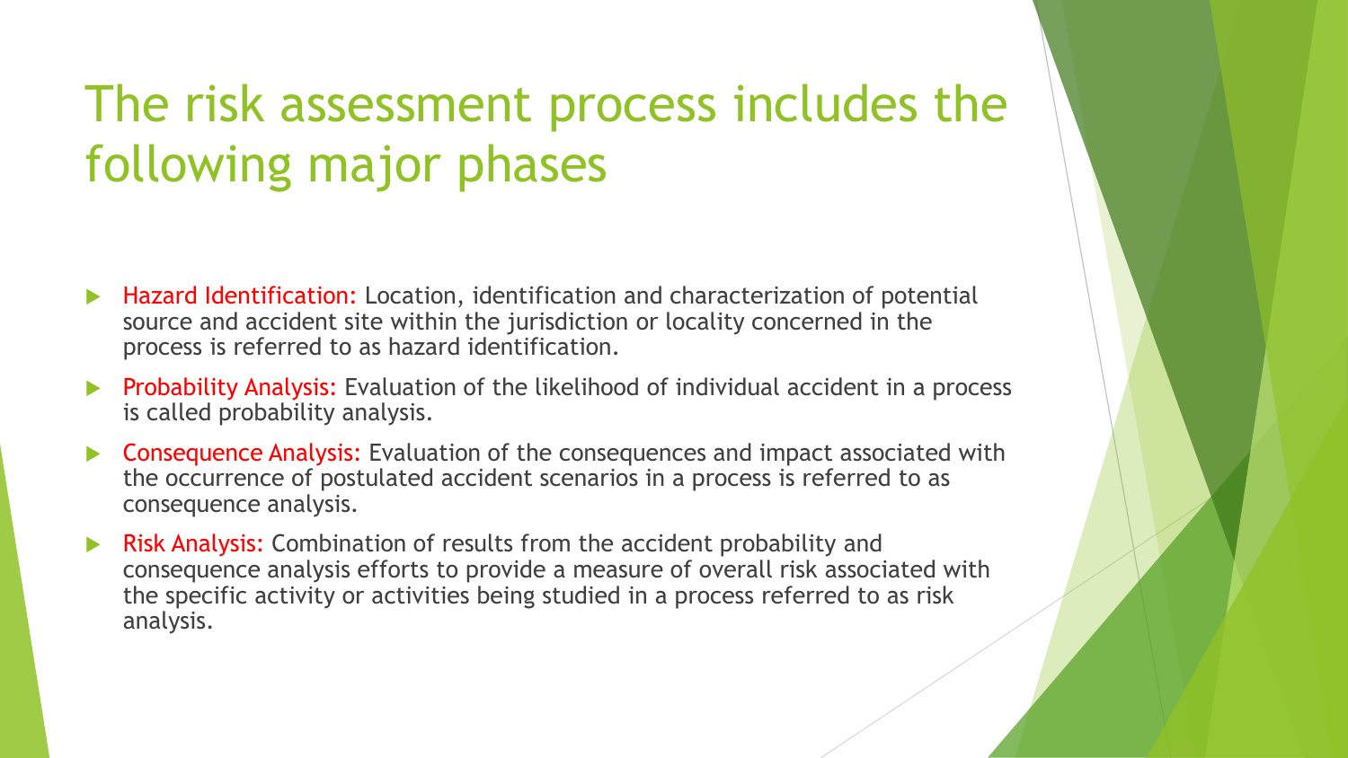# The risk assessment process includes the following major phases

- **Hazard Identification:** Location, identification and characterization of potential source and accident site within the jurisdiction or locality concerned in the process is referred to as hazard identification.
- **Probability Analysis:** Evaluation of the likelihood of individual accident in a process is called probability analysis.
- **Consequence Analysis:** Evaluation of the consequences and impact associated with the occurrence of postulated accident scenarios in a process is referred to as consequence analysis.
- **Risk Analysis:** Combination of results from the accident probability and consequence analysis efforts to provide a measure of overall risk associated with the specific activity or activities being studied in a process referred to as risk analysis.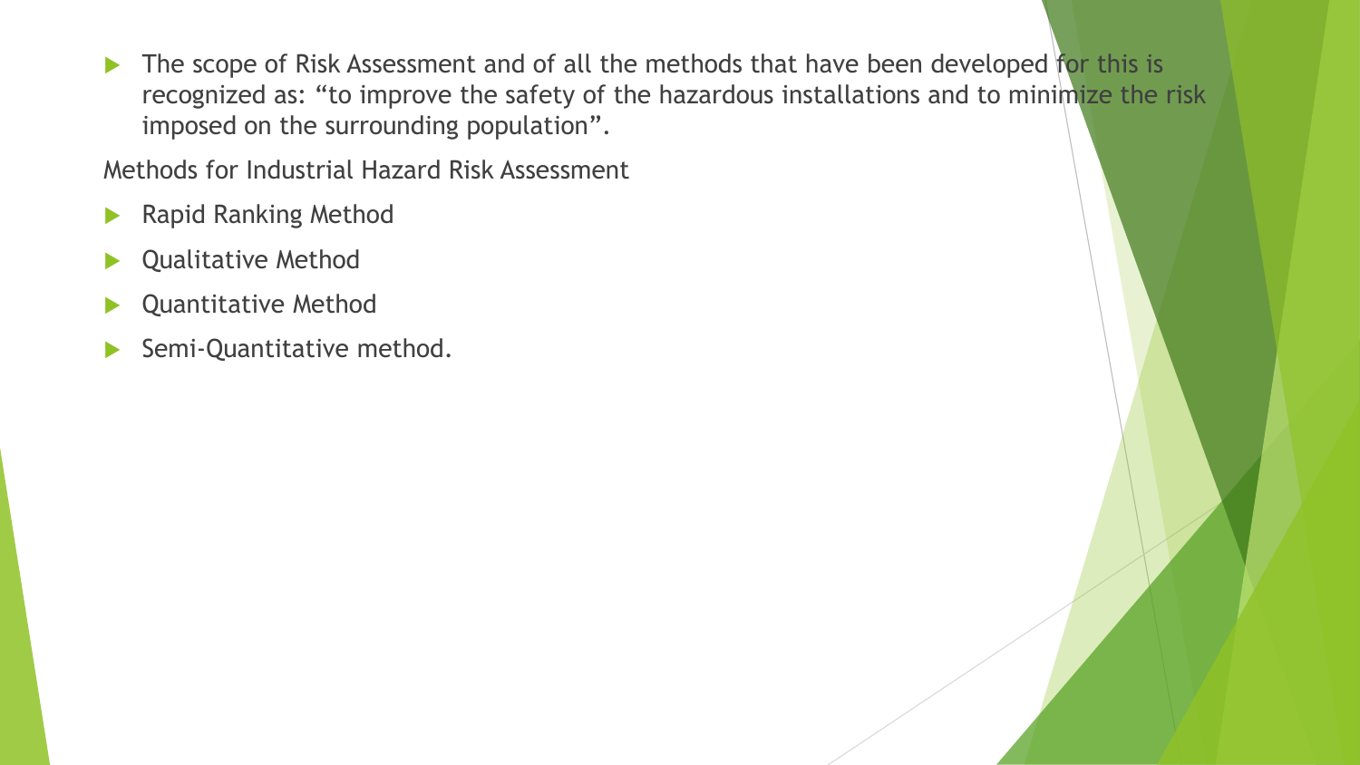- The scope of Risk Assessment and of all the methods that have been developed for this is recognized as: “to improve the safety of the hazardous installations and to minimize the risk imposed on the surrounding population”.

Methods for Industrial Hazard Risk Assessment

- Rapid Ranking Method
- Qualitative Method
- Quantitative Method
- Semi-Quantitative method.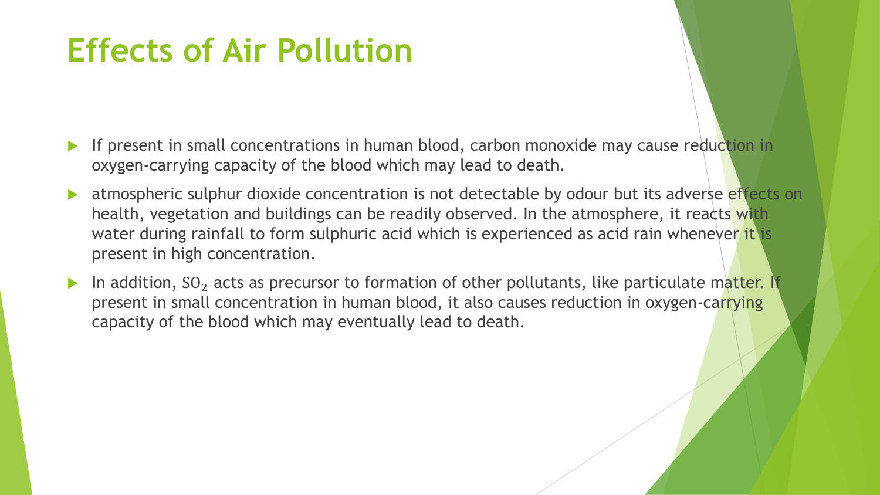# Effects of Air Pollution

- If present in small concentrations in human blood, carbon monoxide may cause reduction in oxygen-carrying capacity of the blood which may lead to death.
- atmospheric sulphur dioxide concentration is not detectable by odour but its adverse effects on health, vegetation and buildings can be readily observed. In the atmosphere, it reacts with water during rainfall to form sulphuric acid which is experienced as acid rain whenever it is present in high concentration.
- In addition, $SO_2$ acts as precursor to formation of other pollutants, like particulate matter. If present in small concentration in human blood, it also causes reduction in oxygen-carrying capacity of the blood which may eventually lead to death.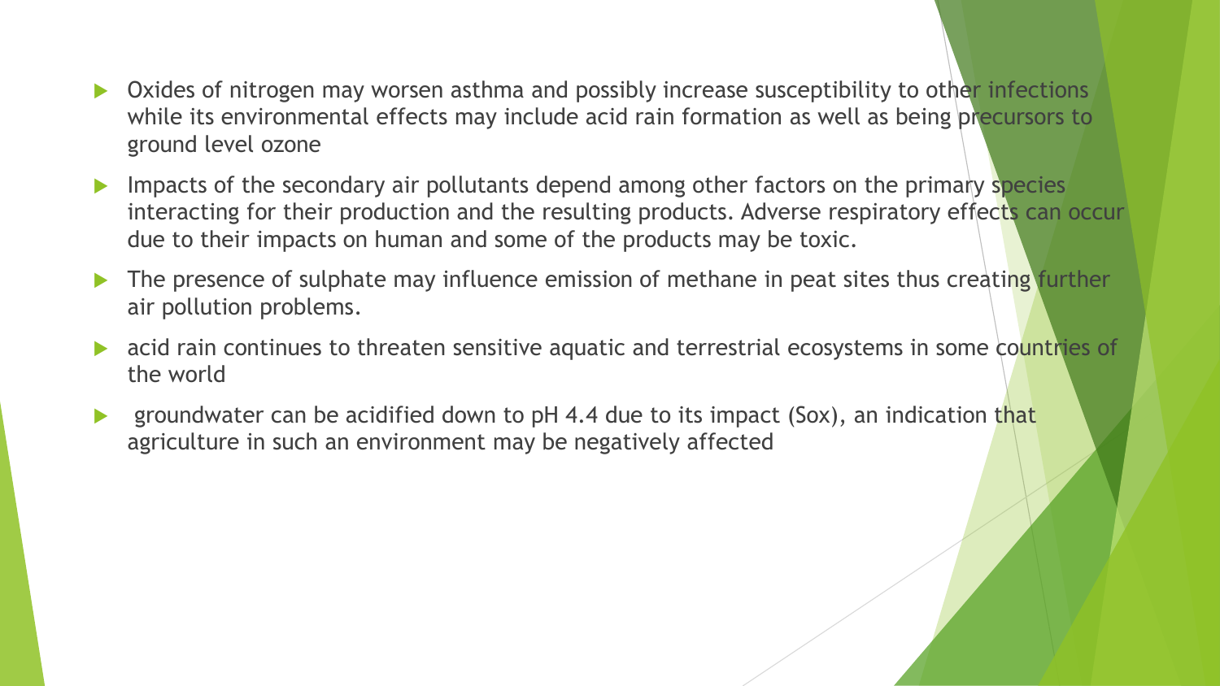- Oxides of nitrogen may worsen asthma and possibly increase susceptibility to other infections while its environmental effects may include acid rain formation as well as being precursors to ground level ozone
- Impacts of the secondary air pollutants depend among other factors on the primary species interacting for their production and the resulting products. Adverse respiratory effects can occur due to their impacts on human and some of the products may be toxic.
- The presence of sulphate may influence emission of methane in peat sites thus creating further air pollution problems.
- acid rain continues to threaten sensitive aquatic and terrestrial ecosystems in some countries of the world
- groundwater can be acidified down to pH 4.4 due to its impact (Sox), an indication that agriculture in such an environment may be negatively affected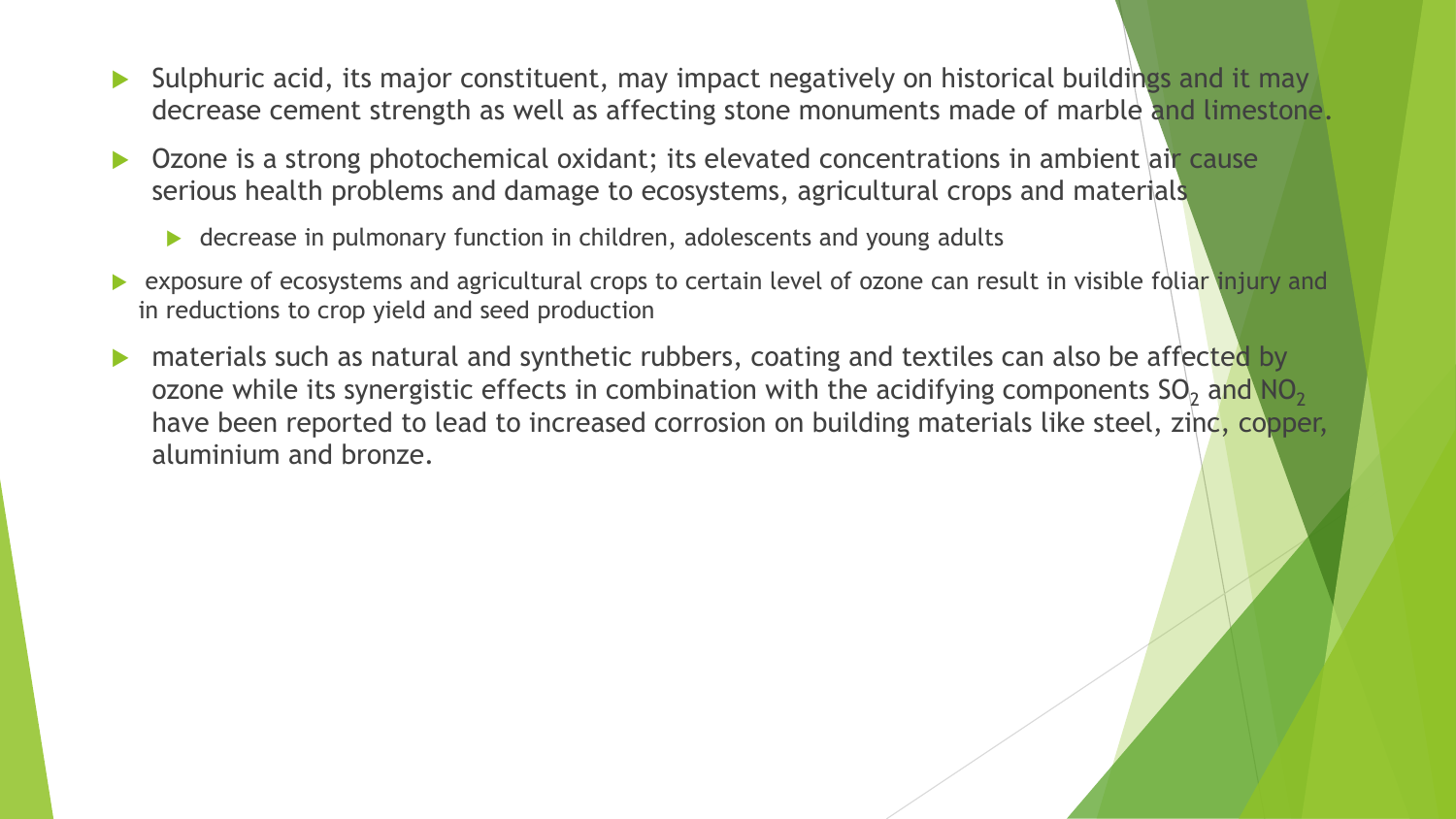- Sulphuric acid, its major constituent, may impact negatively on historical buildings and it may decrease cement strength as well as affecting stone monuments made of marble and limestone.
- Ozone is a strong photochemical oxidant; its elevated concentrations in ambient air cause serious health problems and damage to ecosystems, agricultural crops and materials
  - decrease in pulmonary function in children, adolescents and young adults
- exposure of ecosystems and agricultural crops to certain level of ozone can result in visible foliar injury and in reductions to crop yield and seed production
- materials such as natural and synthetic rubbers, coating and textiles can also be affected by ozone while its synergistic effects in combination with the acidifying components $SO_2$ and $NO_2$ have been reported to lead to increased corrosion on building materials like steel, zinc, copper, aluminium and bronze.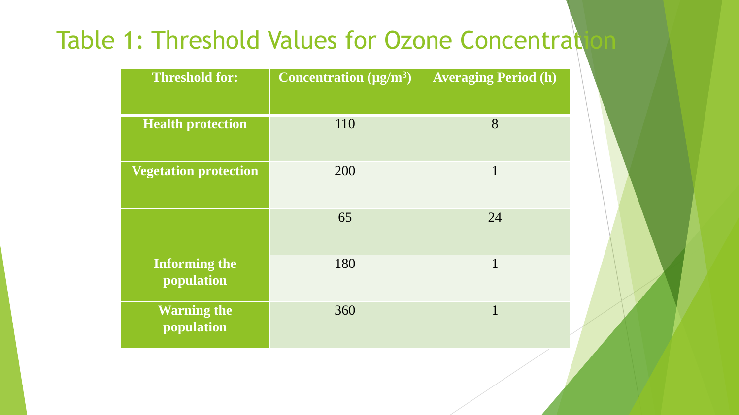# Table 1: Threshold Values for Ozone Concentration

| Threshold for: | Concentration (µg/m³) | Averaging Period (h) |
| --- | --- | --- |
| **Health protection** | 110 | 8 |
| **Vegetation protection** | 200 | 1 |
| | 65 | 24 |
| **Informing the population** | 180 | 1 |
| **Warning the population** | 360 | 1 |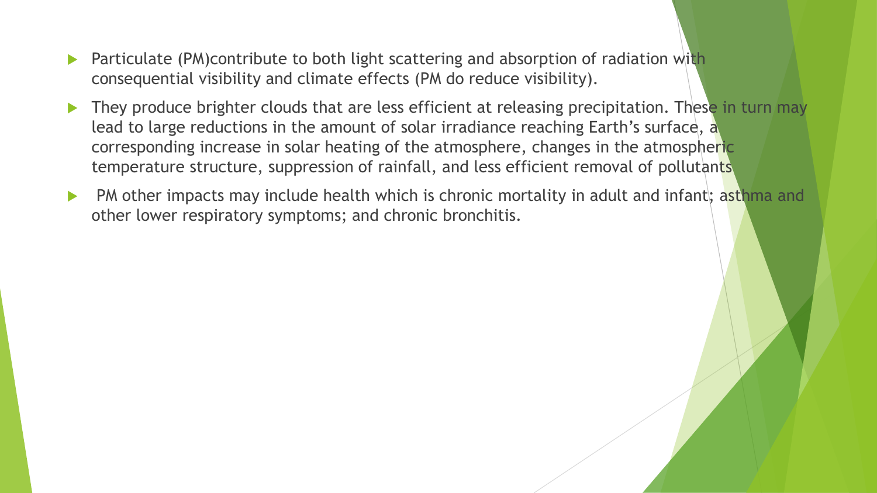- Particulate (PM)contribute to both light scattering and absorption of radiation with consequential visibility and climate effects (PM do reduce visibility).
- They produce brighter clouds that are less efficient at releasing precipitation. These in turn may lead to large reductions in the amount of solar irradiance reaching Earth's surface, a corresponding increase in solar heating of the atmosphere, changes in the atmospheric temperature structure, suppression of rainfall, and less efficient removal of pollutants
- PM other impacts may include health which is chronic mortality in adult and infant; asthma and other lower respiratory symptoms; and chronic bronchitis.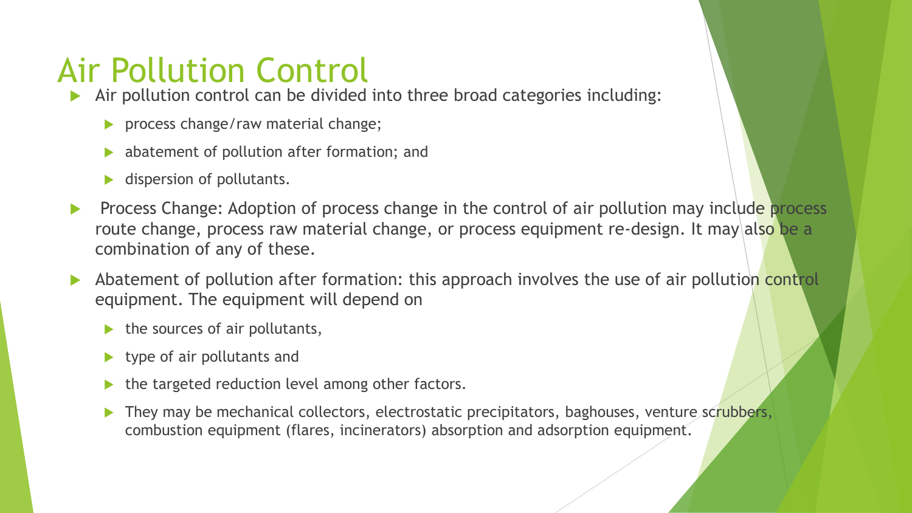# Air Pollution Control

- Air pollution control can be divided into three broad categories including:
  - process change/raw material change;
  - abatement of pollution after formation; and
  - dispersion of pollutants.
- Process Change: Adoption of process change in the control of air pollution may include process route change, process raw material change, or process equipment re-design. It may also be a combination of any of these.
- Abatement of pollution after formation: this approach involves the use of air pollution control equipment. The equipment will depend on
  - the sources of air pollutants,
  - type of air pollutants and
  - the targeted reduction level among other factors.
  - They may be mechanical collectors, electrostatic precipitators, baghouses, venture scrubbers, combustion equipment (flares, incinerators) absorption and adsorption equipment.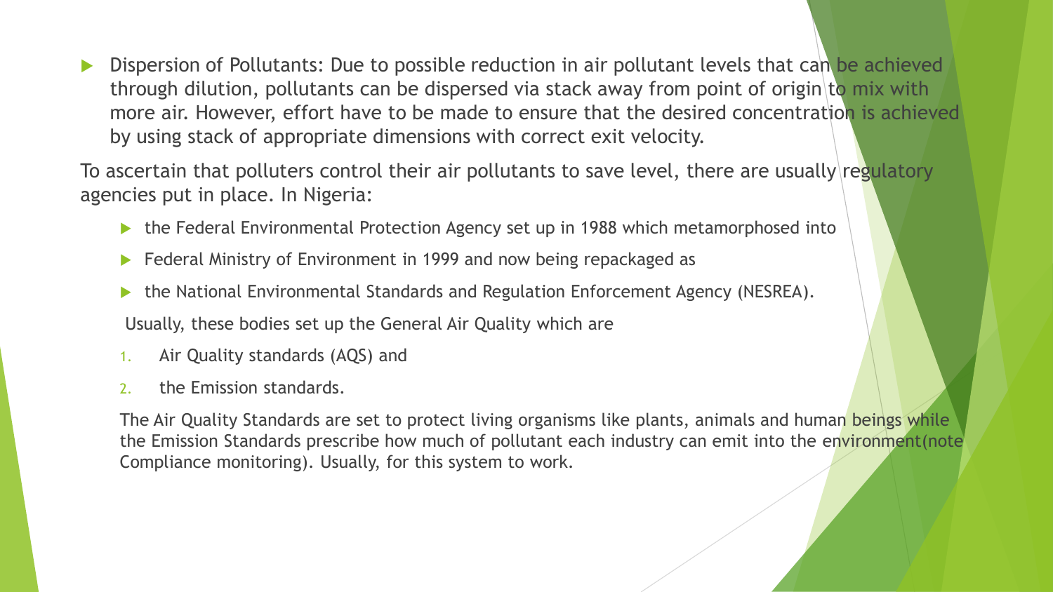- Dispersion of Pollutants: Due to possible reduction in air pollutant levels that can be achieved through dilution, pollutants can be dispersed via stack away from point of origin to mix with more air. However, effort have to be made to ensure that the desired concentration is achieved by using stack of appropriate dimensions with correct exit velocity.

To ascertain that polluters control their air pollutants to save level, there are usually regulatory agencies put in place. In Nigeria:

- the Federal Environmental Protection Agency set up in 1988 which metamorphosed into
- Federal Ministry of Environment in 1999 and now being repackaged as
- the National Environmental Standards and Regulation Enforcement Agency (NESREA).

Usually, these bodies set up the General Air Quality which are

1. Air Quality standards (AQS) and
2. the Emission standards.

The Air Quality Standards are set to protect living organisms like plants, animals and human beings while the Emission Standards prescribe how much of pollutant each industry can emit into the environment(note Compliance monitoring). Usually, for this system to work.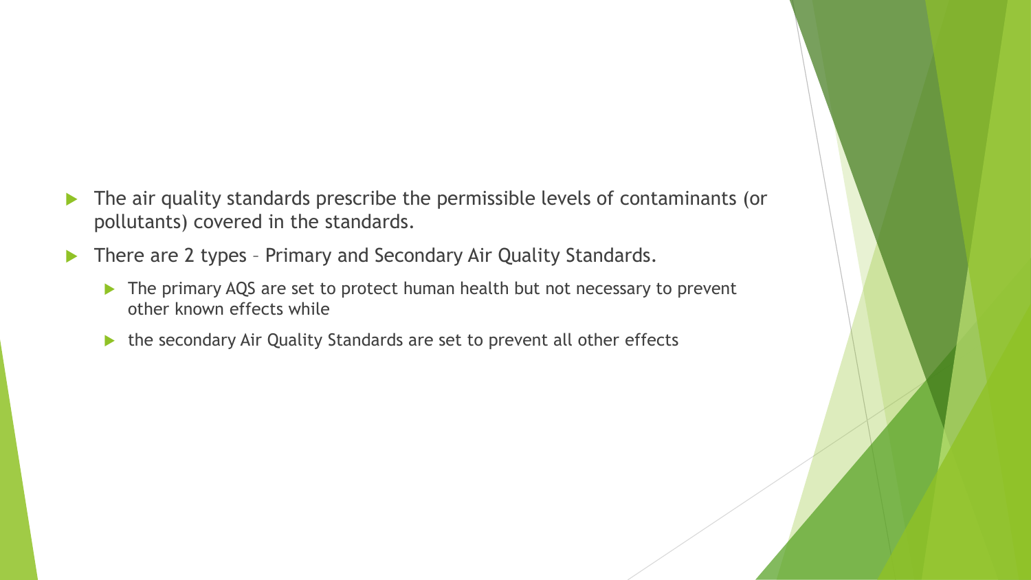- The air quality standards prescribe the permissible levels of contaminants (or pollutants) covered in the standards.
- There are 2 types – Primary and Secondary Air Quality Standards.
  - The primary AQS are set to protect human health but not necessary to prevent other known effects while
  - the secondary Air Quality Standards are set to prevent all other effects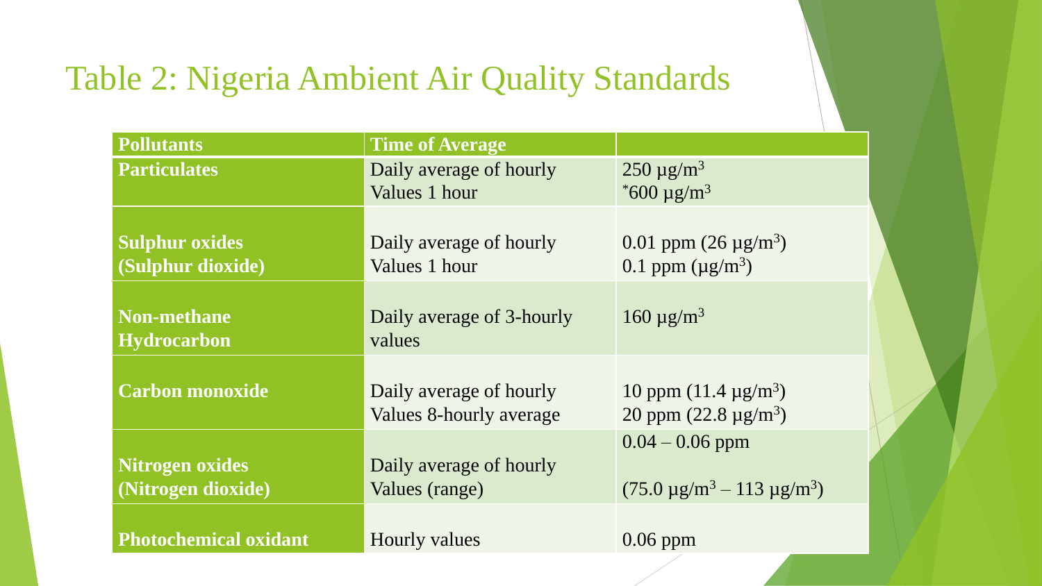# Table 2: Nigeria Ambient Air Quality Standards

| **Pollutants** | **Time of Average** | |
|---|---|---|
| **Particulates** | Daily average of hourly Values 1 hour | 250 $\mu g/m^3$ <br> *600 $\mu g/m^3$ |
| **Sulphur oxides (Sulphur dioxide)** | Daily average of hourly Values 1 hour | 0.01 ppm (26 $\mu g/m^3$) <br> 0.1 ppm ($\mu g/m^3$) |
| **Non-methane Hydrocarbon** | Daily average of 3-hourly values | 160 $\mu g/m^3$ |
| **Carbon monoxide** | Daily average of hourly Values 8-hourly average | 10 ppm (11.4 $\mu g/m^3$) <br> 20 ppm (22.8 $\mu g/m^3$) |
| **Nitrogen oxides (Nitrogen dioxide)** | Daily average of hourly Values (range) | 0.04 – 0.06 ppm <br> (75.0 $\mu g/m^3$ – 113 $\mu g/m^3$) |
| **Photochemical oxidant** | Hourly values | 0.06 ppm |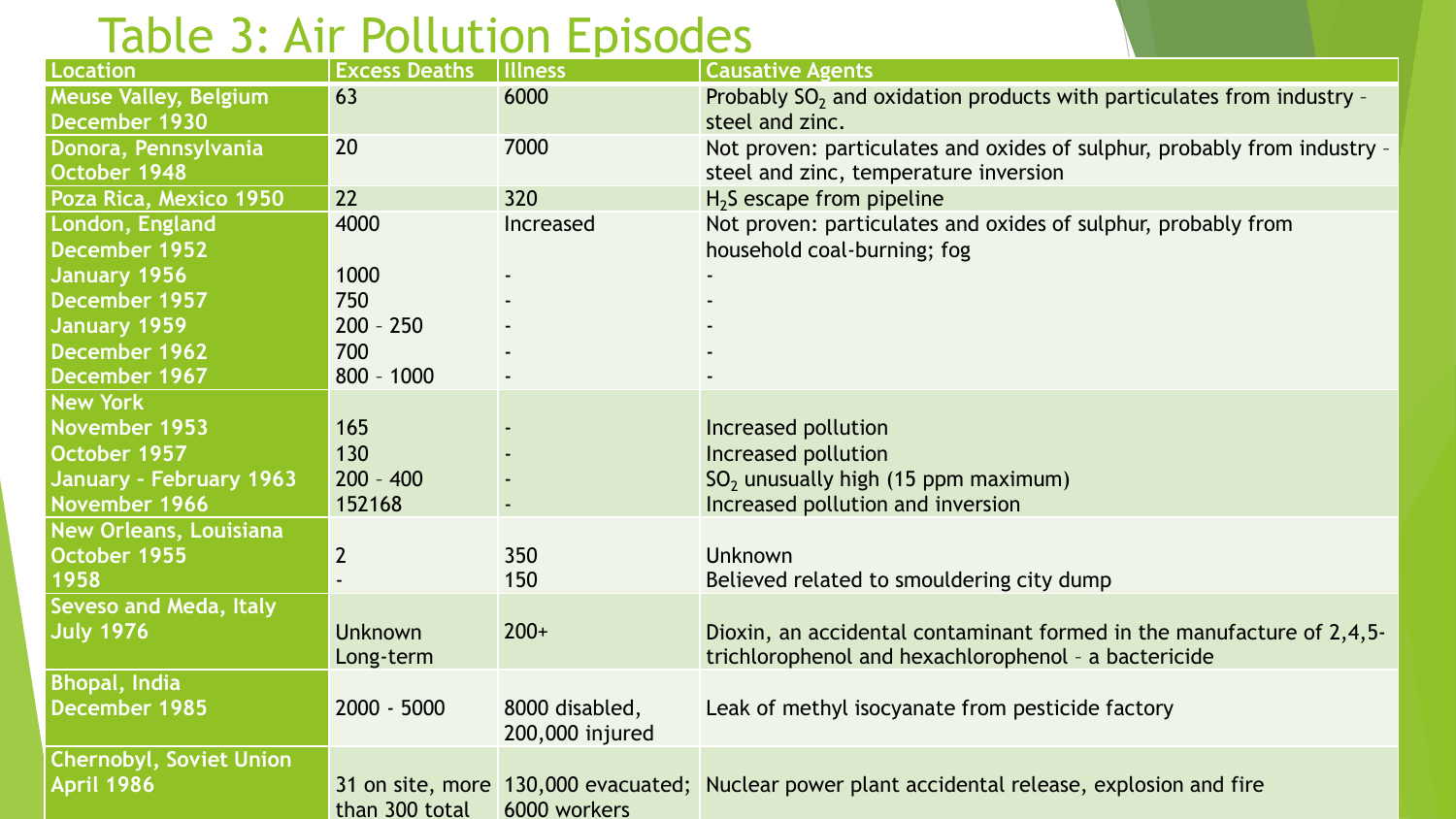# Table 3: Air Pollution Episodes

| Location | Excess Deaths | Illness | Causative Agents |
|---|---|---|---|
| Meuse Valley, Belgium December 1930 | 63 | 6000 | Probably $SO_2$ and oxidation products with particulates from industry – steel and zinc. |
| Donora, Pennsylvania October 1948 | 20 | 7000 | Not proven: particulates and oxides of sulphur, probably from industry – steel and zinc, temperature inversion |
| Poza Rica, Mexico 1950 | 22 | 320 | $H_2S$ escape from pipeline |
| London, England December 1952 | 4000 | Increased | Not proven: particulates and oxides of sulphur, probably from household coal-burning; fog |
| January 1956 | 1000 | - | - |
| December 1957 | 750 | - | - |
| January 1959 | 200 – 250 | - | - |
| December 1962 | 700 | - | - |
| December 1967 | 800 – 1000 | - | - |
| New York | | | |
| November 1953 | 165 | - | Increased pollution |
| October 1957 | 130 | - | Increased pollution |
| January – February 1963 | 200 – 400 | - | $SO_2$ unusually high (15 ppm maximum) |
| November 1966 | 152168 | - | Increased pollution and inversion |
| New Orleans, Louisiana | | | |
| October 1955 | 2 | 350 | Unknown |
| 1958 | - | 150 | Believed related to smouldering city dump |
| Seveso and Meda, Italy July 1976 | Unknown Long-term | 200+ | Dioxin, an accidental contaminant formed in the manufacture of 2,4,5-trichlorophenol and hexachlorophenol – a bactericide |
| Bhopal, India December 1985 | 2000 - 5000 | 8000 disabled, 200,000 injured | Leak of methyl isocyanate from pesticide factory |
| Chernobyl, Soviet Union April 1986 | 31 on site, more than 300 total | 130,000 evacuated; 6000 workers | Nuclear power plant accidental release, explosion and fire |